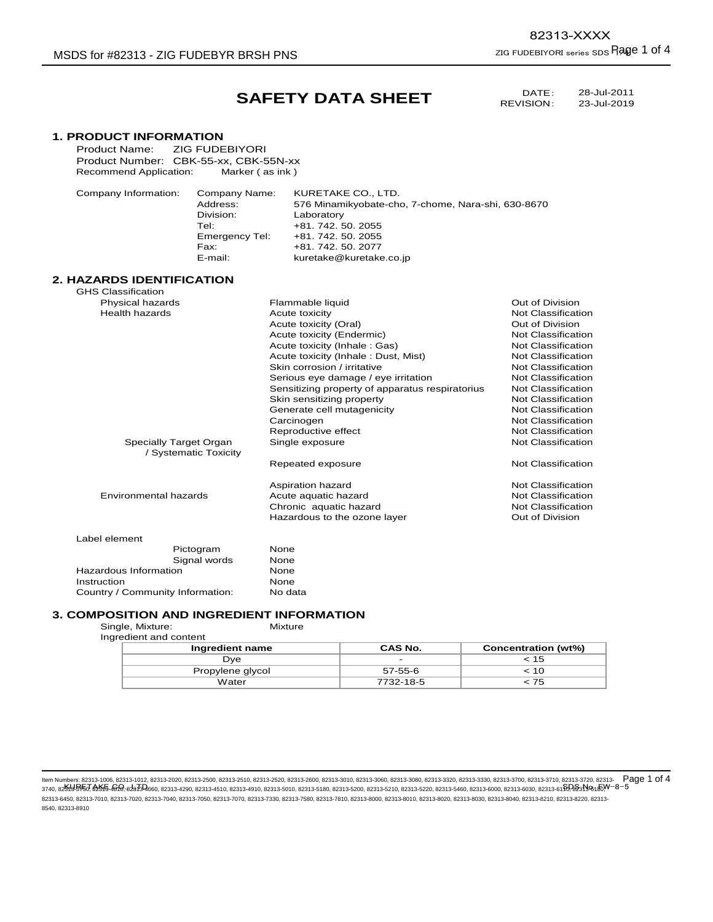# SAFETY DATA SHEET

DATE: 28-Jul-2011
REVISION: 23-Jul-2019

## 1. PRODUCT INFORMATION

Product Name: ZIG FUDEBIYORI
Product Number: CBK-55-xx, CBK-55N-xx
Recommend Application: Marker ( as ink )

| Company Information: | | |
|---|---|---|
| | Company Name: | KURETAKE CO., LTD. |
| | Address: | 576 Minamikyobate-cho, 7-chome, Nara-shi, 630-8670 |
| | Division: | Laboratory |
| | Tel: | +81. 742. 50. 2055 |
| | Emergency Tel: | +81. 742. 50. 2055 |
| | Fax: | +81. 742. 50. 2077 |
| | E-mail: | kuretake@kuretake.co.jp |

## 2. HAZARDS IDENTIFICATION

GHS Classification

| | | |
|---|---|---|
| Physical hazards | Flammable liquid | Out of Division |
| Health hazards | Acute toxicity | Not Classification |
| | Acute toxicity (Oral) | Out of Division |
| | Acute toxicity (Endermic) | Not Classification |
| | Acute toxicity (Inhale : Gas) | Not Classification |
| | Acute toxicity (Inhale : Dust, Mist) | Not Classification |
| | Skin corrosion / irritative | Not Classification |
| | Serious eye damage / eye irritation | Not Classification |
| | Sensitizing property of apparatus respiratorius | Not Classification |
| | Skin sensitizing property | Not Classification |
| | Generate cell mutagenicity | Not Classification |
| | Carcinogen | Not Classification |
| | Reproductive effect | Not Classification |
| Specially Target Organ / Systematic Toxicity | Single exposure | Not Classification |
| | Repeated exposure | Not Classification |
| | Aspiration hazard | Not Classification |
| Environmental hazards | Acute aquatic hazard | Not Classification |
| | Chronic aquatic hazard | Not Classification |
| | Hazardous to the ozone layer | Out of Division |

Label element

| | |
|---|---|
| Pictogram | None |
| Signal words | None |
| Hazardous Information | None |
| Instruction | None |
| Country / Community Information: | No data |

## 3. COMPOSITION AND INGREDIENT INFORMATION

Single, Mixture: Mixture

Ingredient and content

| Ingredient name | CAS No. | Concentration (wt%) |
|---|---|---|
| Dye | - | < 15 |
| Propylene glycol | 57-55-6 | < 10 |
| Water | 7732-18-5 | < 75 |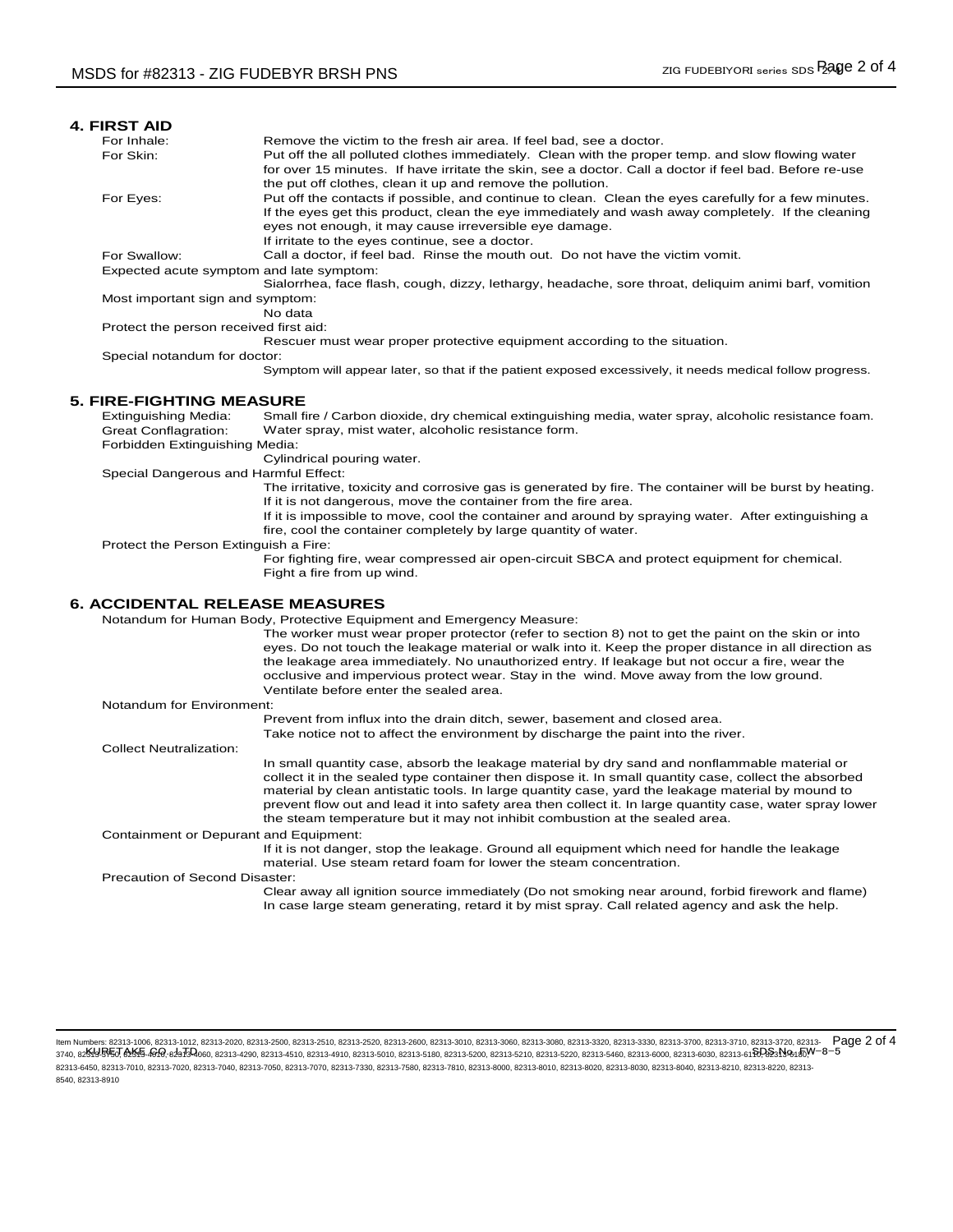## 4. FIRST AID

**For Inhale:** Remove the victim to the fresh air area. If feel bad, see a doctor.

**For Skin:** Put off the all polluted clothes immediately. Clean with the proper temp. and slow flowing water for over 15 minutes. If have irritate the skin, see a doctor. Call a doctor if feel bad. Before re-use the put off clothes, clean it up and remove the pollution.

**For Eyes:** Put off the contacts if possible, and continue to clean. Clean the eyes carefully for a few minutes. If the eyes get this product, clean the eye immediately and wash away completely. If the cleaning eyes not enough, it may cause irreversible eye damage.
If irritate to the eyes continue, see a doctor.

**For Swallow:** Call a doctor, if feel bad. Rinse the mouth out. Do not have the victim vomit.

**Expected acute symptom and late symptom:**
Sialorrhea, face flash, cough, dizzy, lethargy, headache, sore throat, deliquim animi barf, vomition

**Most important sign and symptom:**
No data

**Protect the person received first aid:**
Rescuer must wear proper protective equipment according to the situation.

**Special notandum for doctor:**
Symptom will appear later, so that if the patient exposed excessively, it needs medical follow progress.

## 5. FIRE-FIGHTING MEASURE

**Extinguishing Media:** Small fire / Carbon dioxide, dry chemical extinguishing media, water spray, alcoholic resistance foam.

**Great Conflagration:** Water spray, mist water, alcoholic resistance form.

**Forbidden Extinguishing Media:**
Cylindrical pouring water.

**Special Dangerous and Harmful Effect:**
The irritative, toxicity and corrosive gas is generated by fire. The container will be burst by heating. If it is not dangerous, move the container from the fire area.
If it is impossible to move, cool the container and around by spraying water. After extinguishing a fire, cool the container completely by large quantity of water.

**Protect the Person Extinguish a Fire:**
For fighting fire, wear compressed air open-circuit SBCA and protect equipment for chemical. Fight a fire from up wind.

## 6. ACCIDENTAL RELEASE MEASURES

**Notandum for Human Body, Protective Equipment and Emergency Measure:**
The worker must wear proper protector (refer to section 8) not to get the paint on the skin or into eyes. Do not touch the leakage material or walk into it. Keep the proper distance in all direction as the leakage area immediately. No unauthorized entry. If leakage but not occur a fire, wear the occlusive and impervious protect wear. Stay in the wind. Move away from the low ground. Ventilate before enter the sealed area.

**Notandum for Environment:**
Prevent from influx into the drain ditch, sewer, basement and closed area.
Take notice not to affect the environment by discharge the paint into the river.

**Collect Neutralization:**
In small quantity case, absorb the leakage material by dry sand and nonflammable material or collect it in the sealed type container then dispose it. In small quantity case, collect the absorbed material by clean antistatic tools. In large quantity case, yard the leakage material by mound to prevent flow out and lead it into safety area then collect it. In large quantity case, water spray lower the steam temperature but it may not inhibit combustion at the sealed area.

**Containment or Depurant and Equipment:**
If it is not danger, stop the leakage. Ground all equipment which need for handle the leakage material. Use steam retard foam for lower the steam concentration.

**Precaution of Second Disaster:**
Clear away all ignition source immediately (Do not smoking near around, forbid firework and flame)
In case large steam generating, retard it by mist spray. Call related agency and ask the help.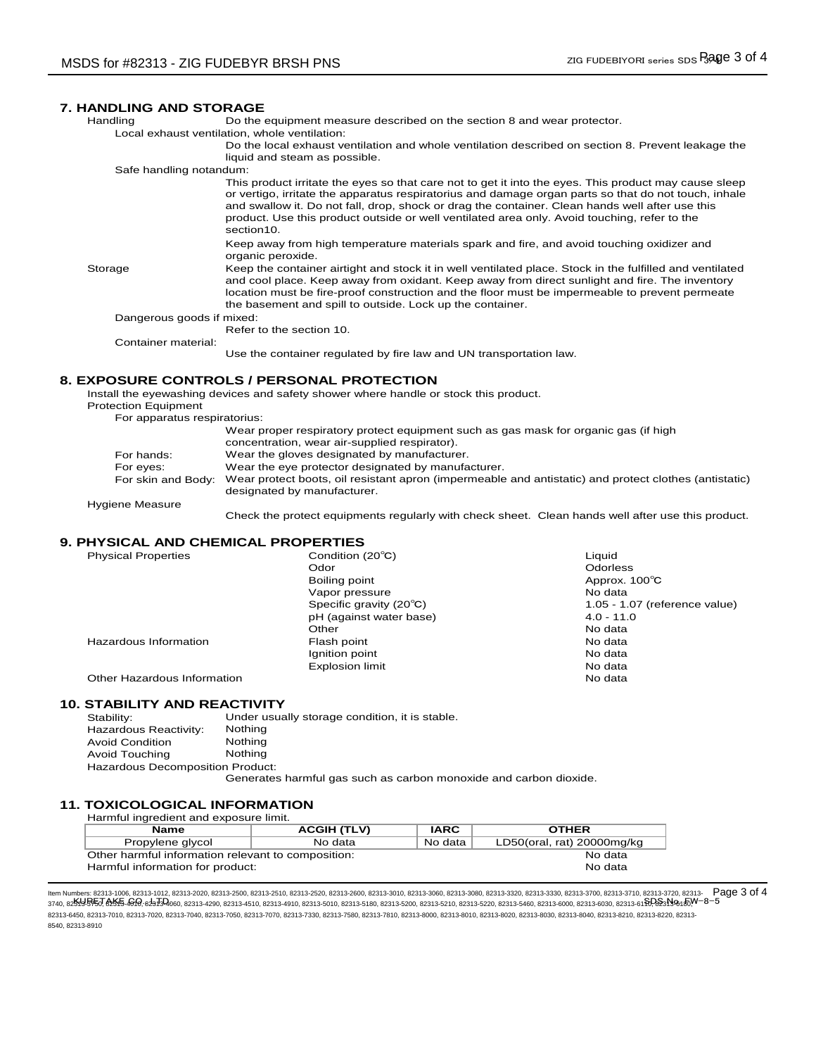## 7. HANDLING AND STORAGE

Handling: Do the equipment measure described on the section 8 and wear protector.

Local exhaust ventilation, whole ventilation:

Do the local exhaust ventilation and whole ventilation described on section 8. Prevent leakage the liquid and steam as possible.

Safe handling notandum:

This product irritate the eyes so that care not to get it into the eyes. This product may cause sleep or vertigo, irritate the apparatus respiratorius and damage organ parts so that do not touch, inhale and swallow it. Do not fall, drop, shock or drag the container. Clean hands well after use this product. Use this product outside or well ventilated area only. Avoid touching, refer to the section10.

Keep away from high temperature materials spark and fire, and avoid touching oxidizer and organic peroxide.

Storage: Keep the container airtight and stock it in well ventilated place. Stock in the fulfilled and ventilated and cool place. Keep away from oxidant. Keep away from direct sunlight and fire. The inventory location must be fire-proof construction and the floor must be impermeable to prevent permeate the basement and spill to outside. Lock up the container.

Dangerous goods if mixed:

Refer to the section 10.

Container material:

Use the container regulated by fire law and UN transportation law.

## 8. EXPOSURE CONTROLS / PERSONAL PROTECTION

Install the eyewashing devices and safety shower where handle or stock this product.

Protection Equipment

For apparatus respiratorius:

Wear proper respiratory protect equipment such as gas mask for organic gas (if high concentration, wear air-supplied respirator).

For hands: Wear the gloves designated by manufacturer.

For eyes: Wear the eye protector designated by manufacturer.

For skin and Body: Wear protect boots, oil resistant apron (impermeable and antistatic) and protect clothes (antistatic) designated by manufacturer.

Hygiene Measure

Check the protect equipments regularly with check sheet. Clean hands well after use this product.

## 9. PHYSICAL AND CHEMICAL PROPERTIES

| | | |
|---|---|---|
| Physical Properties | Condition (20℃) | Liquid |
| | Odor | Odorless |
| | Boiling point | Approx. 100℃ |
| | Vapor pressure | No data |
| | Specific gravity (20℃) | 1.05 - 1.07 (reference value) |
| | pH (against water base) | 4.0 - 11.0 |
| | Other | No data |
| Hazardous Information | Flash point | No data |
| | Ignition point | No data |
| | Explosion limit | No data |
| Other Hazardous Information | | No data |

## 10. STABILITY AND REACTIVITY

Stability: Under usually storage condition, it is stable.

Hazardous Reactivity: Nothing

Avoid Condition: Nothing

Avoid Touching: Nothing

Hazardous Decomposition Product:

Generates harmful gas such as carbon monoxide and carbon dioxide.

## 11. TOXICOLOGICAL INFORMATION

Harmful ingredient and exposure limit.

| Name | ACGIH (TLV) | IARC | OTHER |
|---|---|---|---|
| Propylene glycol | No data | No data | LD50(oral, rat) 20000mg/kg |

Other harmful information relevant to composition: No data

Harmful information for product: No data

Item Numbers: 82313-1006, 82313-1012, 82313-2020, 82313-2500, 82313-2510, 82313-2520, 82313-2600, 82313-3010, 82313-3060, 82313-3080, 82313-3320, 82313-3330, 82313-3700, 82313-3710, 82313-3720, 82313-3740, 82313-3750, 82313-4010, 82313-4060, 82313-4290, 82313-4510, 82313-4910, 82313-5010, 82313-5180, 82313-5200, 82313-5210, 82313-5220, 82313-5460, 82313-6000, 82313-6030, 82313-6110, 82313-6180, 82313-6450, 82313-7010, 82313-7020, 82313-7040, 82313-7050, 82313-7070, 82313-7330, 82313-7580, 82313-7810, 82313-8000, 82313-8010, 82313-8020, 82313-8030, 82313-8040, 82313-8210, 82313-8220, 82313-8540, 82313-8910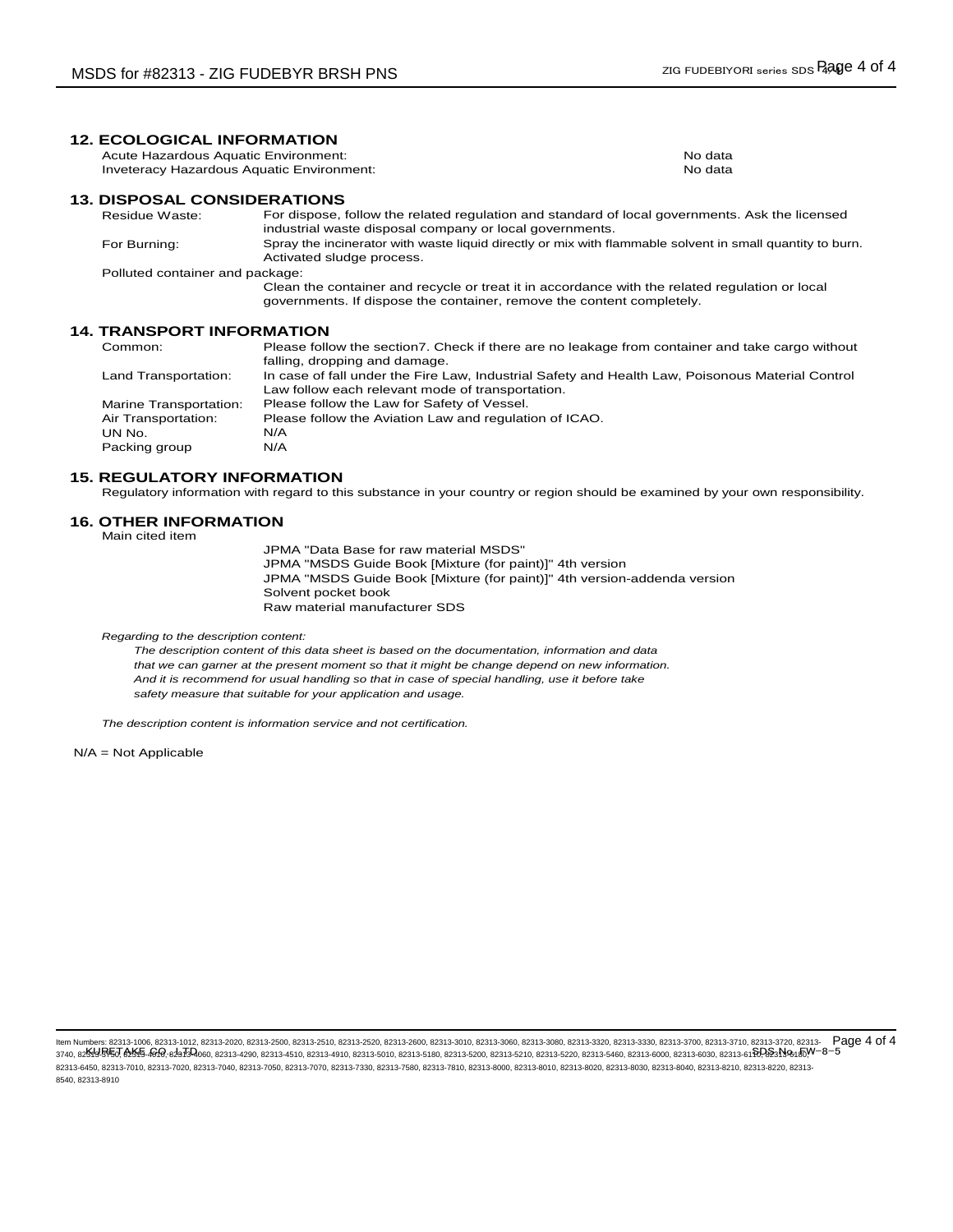## 12. ECOLOGICAL INFORMATION

| | |
|---|---|
| Acute Hazardous Aquatic Environment: | No data |
| Inveteracy Hazardous Aquatic Environment: | No data |

## 13. DISPOSAL CONSIDERATIONS

| | |
|---|---|
| Residue Waste: | For dispose, follow the related regulation and standard of local governments. Ask the licensed industrial waste disposal company or local governments. |
| For Burning: | Spray the incinerator with waste liquid directly or mix with flammable solvent in small quantity to burn. Activated sludge process. |

Polluted container and package:

Clean the container and recycle or treat it in accordance with the related regulation or local governments. If dispose the container, remove the content completely.

## 14. TRANSPORT INFORMATION

| | |
|---|---|
| Common: | Please follow the section7. Check if there are no leakage from container and take cargo without falling, dropping and damage. |
| Land Transportation: | In case of fall under the Fire Law, Industrial Safety and Health Law, Poisonous Material Control Law follow each relevant mode of transportation. |
| Marine Transportation: | Please follow the Law for Safety of Vessel. |
| Air Transportation: | Please follow the Aviation Law and regulation of ICAO. |
| UN No. | N/A |
| Packing group | N/A |

## 15. REGULATORY INFORMATION

Regulatory information with regard to this substance in your country or region should be examined by your own responsibility.

## 16. OTHER INFORMATION

Main cited item

JPMA "Data Base for raw material MSDS"
JPMA "MSDS Guide Book [Mixture (for paint)]" 4th version
JPMA "MSDS Guide Book [Mixture (for paint)]" 4th version-addenda version
Solvent pocket book
Raw material manufacturer SDS

*Regarding to the description content:*

*The description content of this data sheet is based on the documentation, information and data that we can garner at the present moment so that it might be change depend on new information. And it is recommend for usual handling so that in case of special handling, use it before take safety measure that suitable for your application and usage.*

*The description content is information service and not certification.*

N/A = Not Applicable

Item Numbers: 82313-1006, 82313-1012, 82313-2020, 82313-2500, 82313-2510, 82313-2520, 82313-2600, 82313-3010, 82313-3060, 82313-3080, 82313-3320, 82313-3330, 82313-3700, 82313-3710, 82313-3720, 82313-3740, 82313-3750, 82313-4010, 82313-4060, 82313-4290, 82313-4510, 82313-4910, 82313-5010, 82313-5180, 82313-5200, 82313-5210, 82313-5220, 82313-5460, 82313-6000, 82313-6030, 82313-6110, 82313-6180, 82313-6450, 82313-7010, 82313-7020, 82313-7040, 82313-7050, 82313-7070, 82313-7330, 82313-7580, 82313-7810, 82313-8000, 82313-8010, 82313-8020, 82313-8030, 82313-8040, 82313-8210, 82313-8220, 82313-8540, 82313-8910

KURETAKE CO., LTD. SDS No. FW-8-5